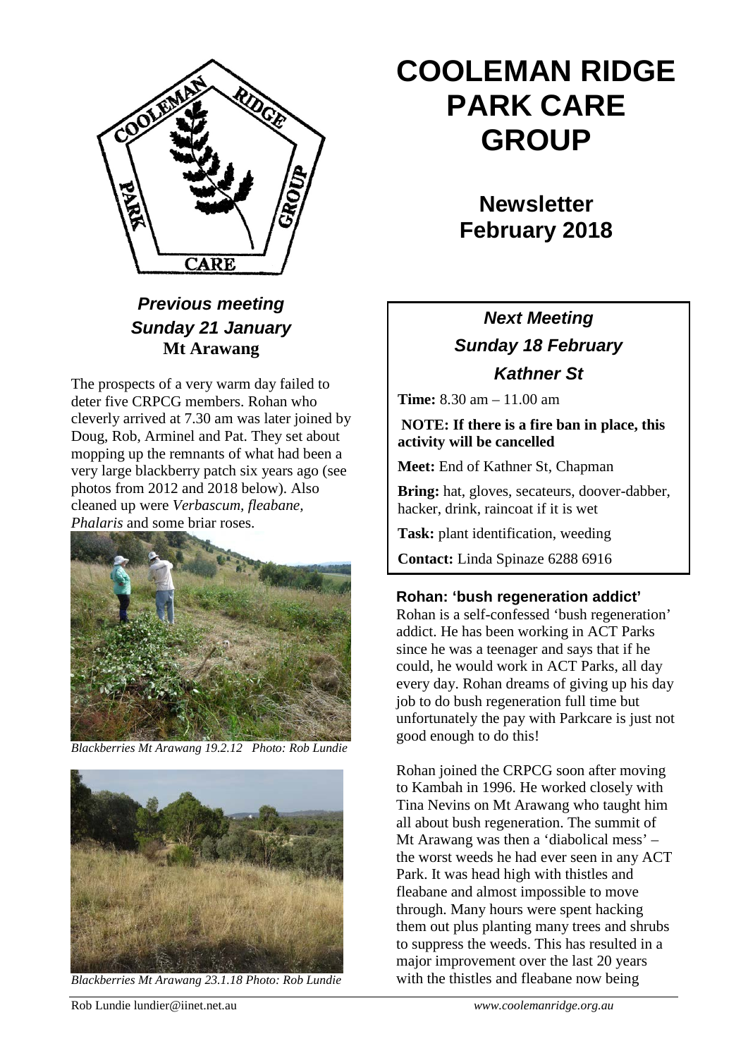# COOLEMAN RIDGE PARK CARE GROUP

## Newsletter February 2018

### *Previous meeting Sunday 21 January*
**Mt Arawang**

The prospects of a very warm day failed to deter five CRPCG members. Rohan who cleverly arrived at 7.30 am was later joined by Doug, Rob, Arminel and Pat. They set about mopping up the remnants of what had been a very large blackberry patch six years ago (see photos from 2012 and 2018 below). Also cleaned up were *Verbascum, fleabane, Phalaris* and some briar roses.

*Blackberries Mt Arawang 19.2.12 Photo: Rob Lundie*

*Blackberries Mt Arawang 23.1.18 Photo: Rob Lundie*

### *Next Meeting*
### *Sunday 18 February*
### *Kathner St*

**Time:** 8.30 am – 11.00 am

**NOTE: If there is a fire ban in place, this activity will be cancelled**

**Meet:** End of Kathner St, Chapman

**Bring:** hat, gloves, secateurs, doover-dabber, hacker, drink, raincoat if it is wet

**Task:** plant identification, weeding

**Contact:** Linda Spinaze 6288 6916

### Rohan: 'bush regeneration addict'

Rohan is a self-confessed 'bush regeneration' addict. He has been working in ACT Parks since he was a teenager and says that if he could, he would work in ACT Parks, all day every day. Rohan dreams of giving up his day job to do bush regeneration full time but unfortunately the pay with Parkcare is just not good enough to do this!

Rohan joined the CRPCG soon after moving to Kambah in 1996. He worked closely with Tina Nevins on Mt Arawang who taught him all about bush regeneration. The summit of Mt Arawang was then a 'diabolical mess' – the worst weeds he had ever seen in any ACT Park. It was head high with thistles and fleabane and almost impossible to move through. Many hours were spent hacking them out plus planting many trees and shrubs to suppress the weeds. This has resulted in a major improvement over the last 20 years with the thistles and fleabane now being

Rob Lundie lundier@iinet.net.au www.coolemanridge.org.au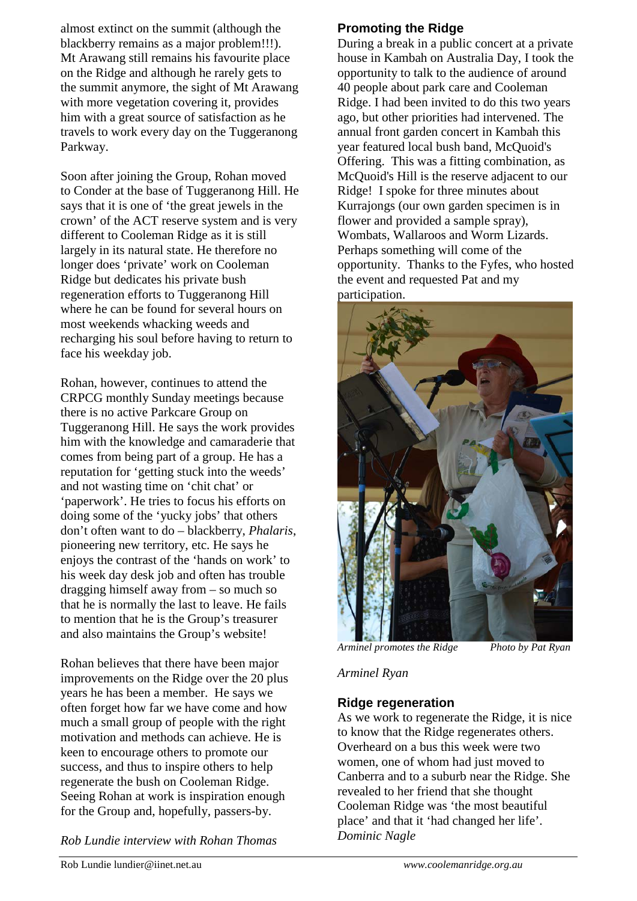almost extinct on the summit (although the blackberry remains as a major problem!!!). Mt Arawang still remains his favourite place on the Ridge and although he rarely gets to the summit anymore, the sight of Mt Arawang with more vegetation covering it, provides him with a great source of satisfaction as he travels to work every day on the Tuggeranong Parkway.

Soon after joining the Group, Rohan moved to Conder at the base of Tuggeranong Hill. He says that it is one of 'the great jewels in the crown' of the ACT reserve system and is very different to Cooleman Ridge as it is still largely in its natural state. He therefore no longer does 'private' work on Cooleman Ridge but dedicates his private bush regeneration efforts to Tuggeranong Hill where he can be found for several hours on most weekends whacking weeds and recharging his soul before having to return to face his weekday job.

Rohan, however, continues to attend the CRPCG monthly Sunday meetings because there is no active Parkcare Group on Tuggeranong Hill. He says the work provides him with the knowledge and camaraderie that comes from being part of a group. He has a reputation for 'getting stuck into the weeds' and not wasting time on 'chit chat' or 'paperwork'. He tries to focus his efforts on doing some of the 'yucky jobs' that others don't often want to do – blackberry, *Phalaris*, pioneering new territory, etc. He says he enjoys the contrast of the 'hands on work' to his week day desk job and often has trouble dragging himself away from – so much so that he is normally the last to leave. He fails to mention that he is the Group's treasurer and also maintains the Group's website!

Rohan believes that there have been major improvements on the Ridge over the 20 plus years he has been a member. He says we often forget how far we have come and how much a small group of people with the right motivation and methods can achieve. He is keen to encourage others to promote our success, and thus to inspire others to help regenerate the bush on Cooleman Ridge. Seeing Rohan at work is inspiration enough for the Group and, hopefully, passers-by.

*Rob Lundie interview with Rohan Thomas*

## Promoting the Ridge

During a break in a public concert at a private house in Kambah on Australia Day, I took the opportunity to talk to the audience of around 40 people about park care and Cooleman Ridge. I had been invited to do this two years ago, but other priorities had intervened. The annual front garden concert in Kambah this year featured local bush band, McQuoid's Offering. This was a fitting combination, as McQuoid's Hill is the reserve adjacent to our Ridge! I spoke for three minutes about Kurrajongs (our own garden specimen is in flower and provided a sample spray), Wombats, Wallaroos and Worm Lizards. Perhaps something will come of the opportunity. Thanks to the Fyfes, who hosted the event and requested Pat and my participation.

*Arminel promotes the Ridge* *Photo by Pat Ryan*

*Arminel Ryan*

## Ridge regeneration

As we work to regenerate the Ridge, it is nice to know that the Ridge regenerates others. Overheard on a bus this week were two women, one of whom had just moved to Canberra and to a suburb near the Ridge. She revealed to her friend that she thought Cooleman Ridge was 'the most beautiful place' and that it 'had changed her life'.
*Dominic Nagle*